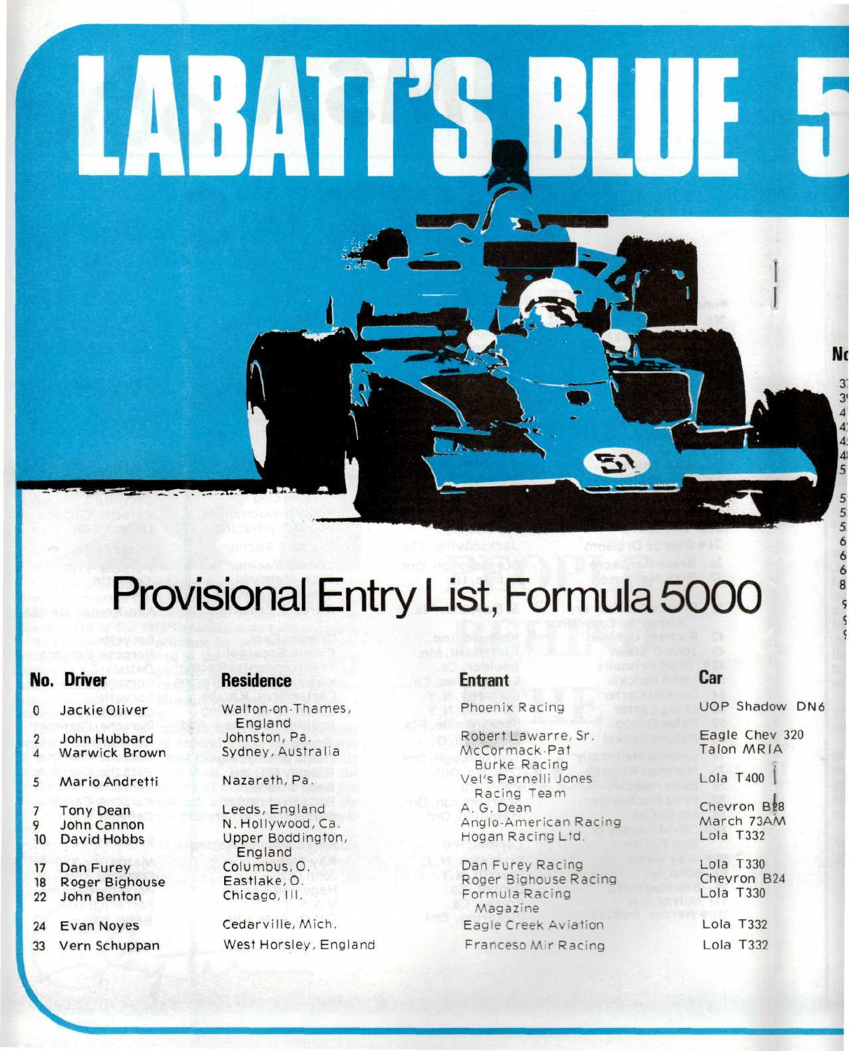# LABATT'S BLUE 5

## Provisional Entry List, Formula 5000

| No. | Driver | Residence | Entrant | Car |
|---|---|---|---|---|
| 0 | Jackie Oliver | Walton-on-Thames, England | Phoenix Racing | UOP Shadow DN6 |
| 2 | John Hubbard | Johnston, Pa. | Robert Lawarre, Sr. | Eagle Chev 320 |
| 4 | Warwick Brown | Sydney, Australia | McCormack-Pat Burke Racing | Talon MRIA |
| 5 | Mario Andretti | Nazareth, Pa. | Vel's Parnelli Jones Racing Team | Lola T400 |
| 7 | Tony Dean | Leeds, England | A. G. Dean | Chevron B28 |
| 9 | John Cannon | N. Hollywood, Ca. | Anglo-American Racing | March 73AM |
| 10 | David Hobbs | Upper Boddington, England | Hogan Racing Ltd. | Lola T332 |
| 17 | Dan Furey | Columbus, O. | Dan Furey Racing | Lola T330 |
| 18 | Roger Bighouse | Eastlake, O. | Roger Bighouse Racing | Chevron B24 |
| 22 | John Benton | Chicago, Ill. | Formula Racing Magazine | Lola T330 |
| 24 | Evan Noyes | Cedarville, Mich. | Eagle Creek Aviation | Lola T332 |
| 33 | Vern Schuppan | West Horsley, England | Franceso Mir Racing | Lola T332 |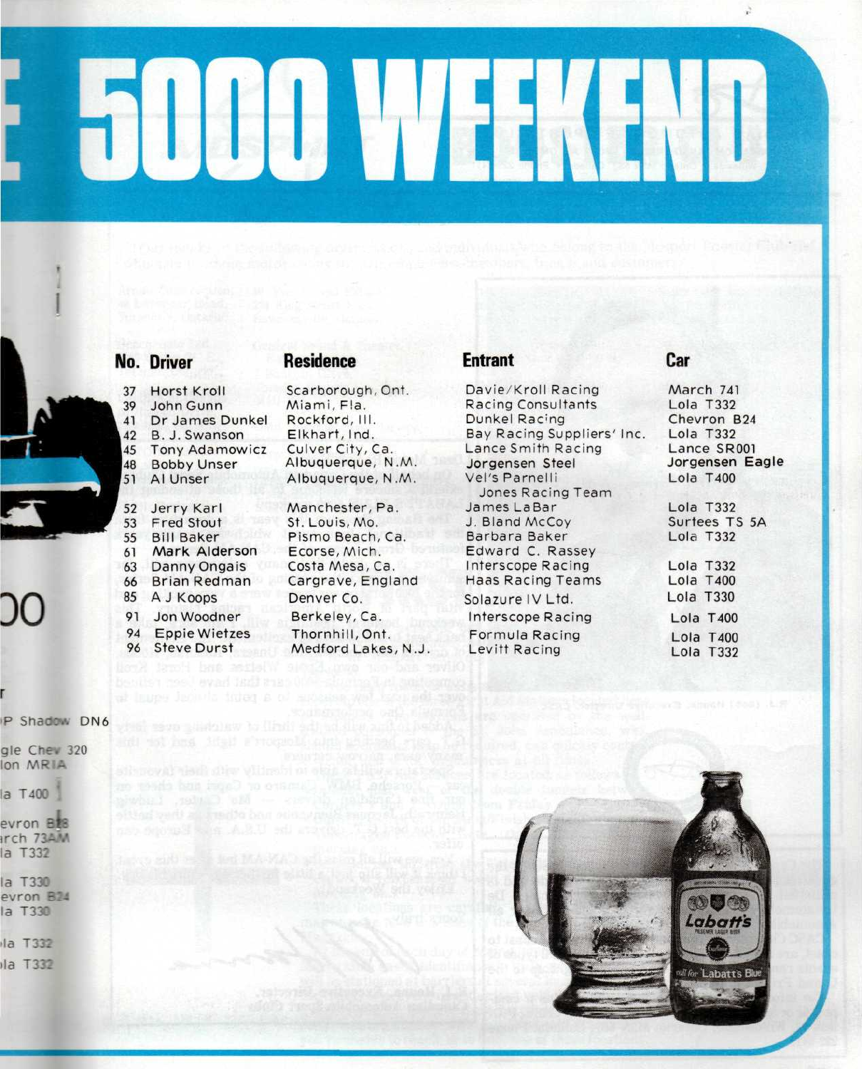# 5000 WEEKEND

| No. | Driver | Residence | Entrant | Car |
|---|---|---|---|---|
| 37 | Horst Kroll | Scarborough, Ont. | Davie/Kroll Racing | March 741 |
| 39 | John Gunn | Miami, Fla. | Racing Consultants | Lola T332 |
| 41 | Dr James Dunkel | Rockford, Ill. | Dunkel Racing | Chevron B24 |
| 42 | B. J. Swanson | Elkhart, Ind. | Bay Racing Suppliers' Inc. | Lola T332 |
| 45 | Tony Adamowicz | Culver City, Ca. | Lance Smith Racing | Lance SR001 |
| 48 | Bobby Unser | Albuquerque, N.M. | Jorgensen Steel | Jorgensen Eagle |
| 51 | Al Unser | Albuquerque, N.M. | Vel's Parnelli Jones Racing Team | Lola T400 |
| 52 | Jerry Karl | Manchester, Pa. | James LaBar | Lola T332 |
| 53 | Fred Stout | St. Louis, Mo. | J. Bland McCoy | Surtees TS 5A |
| 55 | Bill Baker | Pismo Beach, Ca. | Barbara Baker | Lola T332 |
| 61 | Mark Alderson | Ecorse, Mich. | Edward C. Rassey | |
| 63 | Danny Ongais | Costa Mesa, Ca. | Interscope Racing | Lola T332 |
| 66 | Brian Redman | Cargrave, England | Haas Racing Teams | Lola T400 |
| 85 | A J Koops | Denver Co. | Solazure IV Ltd. | Lola T330 |
| 91 | Jon Woodner | Berkeley, Ca. | Interscope Racing | Lola T400 |
| 94 | Eppie Wietzes | Thornhill, Ont. | Formula Racing | Lola T400 |
| 96 | Steve Durst | Medford Lakes, N.J. | Levitt Racing | Lola T332 |